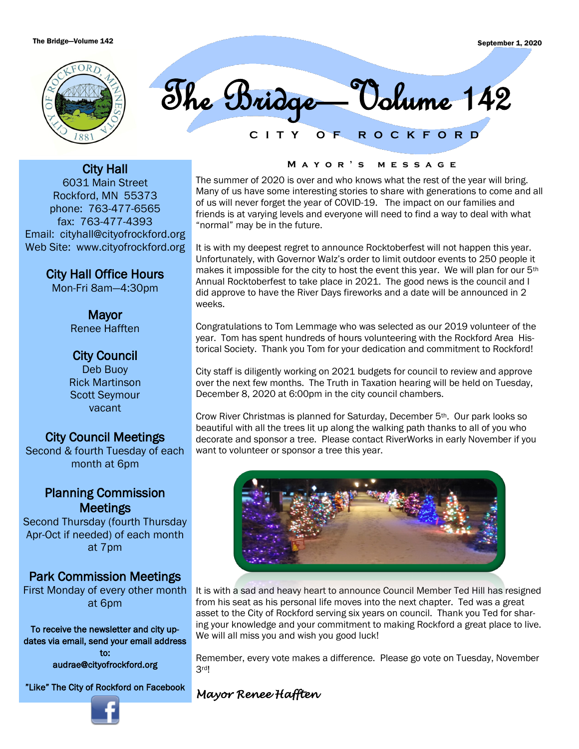# The Bridge—Volume 142

CITY OF ROCKFORD

September 1, 2020

## City Hall

6031 Main Street
Rockford, MN 55373
phone: 763-477-6565
fax: 763-477-4393
Email: cityhall@cityofrockford.org
Web Site: www.cityofrockford.org

## City Hall Office Hours

Mon-Fri 8am—4:30pm

## Mayor

Renee Hafften

## City Council

Deb Buoy
Rick Martinson
Scott Seymour
vacant

## City Council Meetings

Second & fourth Tuesday of each month at 6pm

## Planning Commission Meetings

Second Thursday (fourth Thursday Apr-Oct if needed) of each month at 7pm

## Park Commission Meetings

First Monday of every other month at 6pm

**To receive the newsletter and city updates via email, send your email address to: audrae@cityofrockford.org**

**"Like" The City of Rockford on Facebook**

## Mayor's Message

The summer of 2020 is over and who knows what the rest of the year will bring. Many of us have some interesting stories to share with generations to come and all of us will never forget the year of COVID-19. The impact on our families and friends is at varying levels and everyone will need to find a way to deal with what "normal" may be in the future.

It is with my deepest regret to announce Rocktoberfest will not happen this year. Unfortunately, with Governor Walz's order to limit outdoor events to 250 people it makes it impossible for the city to host the event this year. We will plan for our 5th Annual Rocktoberfest to take place in 2021. The good news is the council and I did approve to have the River Days fireworks and a date will be announced in 2 weeks.

Congratulations to Tom Lemmage who was selected as our 2019 volunteer of the year. Tom has spent hundreds of hours volunteering with the Rockford Area Historical Society. Thank you Tom for your dedication and commitment to Rockford!

City staff is diligently working on 2021 budgets for council to review and approve over the next few months. The Truth in Taxation hearing will be held on Tuesday, December 8, 2020 at 6:00pm in the city council chambers.

Crow River Christmas is planned for Saturday, December 5th. Our park looks so beautiful with all the trees lit up along the walking path thanks to all of you who decorate and sponsor a tree. Please contact RiverWorks in early November if you want to volunteer or sponsor a tree this year.

It is with a sad and heavy heart to announce Council Member Ted Hill has resigned from his seat as his personal life moves into the next chapter. Ted was a great asset to the City of Rockford serving six years on council. Thank you Ted for sharing your knowledge and your commitment to making Rockford a great place to live. We will all miss you and wish you good luck!

Remember, every vote makes a difference. Please go vote on Tuesday, November 3rd!

*Mayor Renee Hafften*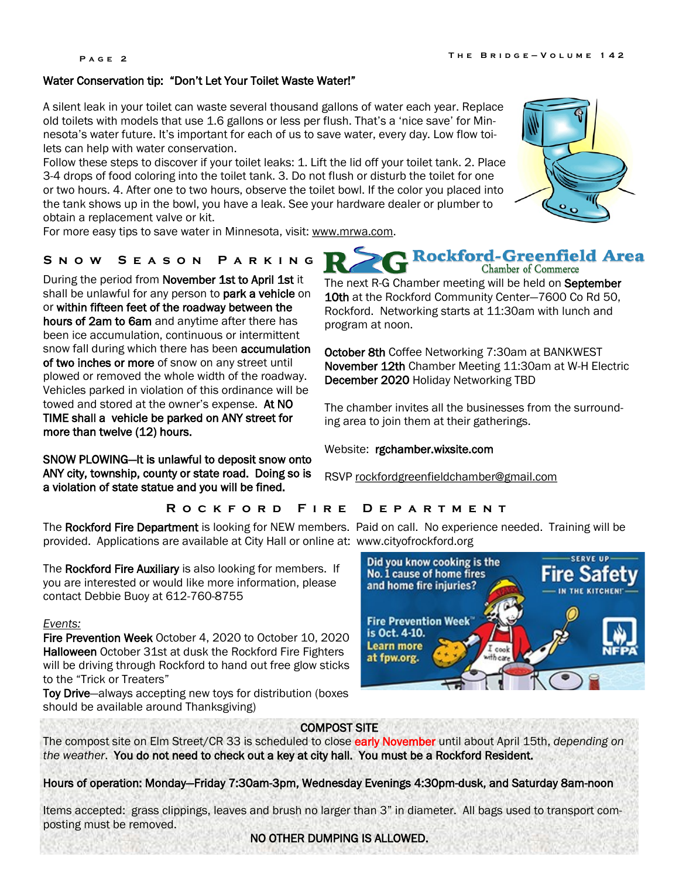## Water Conservation tip: "Don't Let Your Toilet Waste Water!"

A silent leak in your toilet can waste several thousand gallons of water each year. Replace old toilets with models that use 1.6 gallons or less per flush. That's a 'nice save' for Minnesota's water future. It's important for each of us to save water, every day. Low flow toilets can help with water conservation.

Follow these steps to discover if your toilet leaks: 1. Lift the lid off your toilet tank. 2. Place 3-4 drops of food coloring into the toilet tank. 3. Do not flush or disturb the toilet for one or two hours. 4. After one to two hours, observe the toilet bowl. If the color you placed into the tank shows up in the bowl, you have a leak. See your hardware dealer or plumber to obtain a replacement valve or kit.

For more easy tips to save water in Minnesota, visit: www.mrwa.com.

## Snow Season Parking

During the period from **November 1st to April 1st** it shall be unlawful for any person to **park a vehicle** on or **within fifteen feet of the roadway between the hours of 2am to 6am** and anytime after there has been ice accumulation, continuous or intermittent snow fall during which there has been **accumulation of two inches or more** of snow on any street until plowed or removed the whole width of the roadway. Vehicles parked in violation of this ordinance will be towed and stored at the owner's expense. **At NO TIME shall a vehicle be parked on ANY street for more than twelve (12) hours.**

**SNOW PLOWING—It is unlawful to deposit snow onto ANY city, township, county or state road. Doing so is a violation of state statue and you will be fined.**

## Rockford-Greenfield Area Chamber of Commerce

The next R-G Chamber meeting will be held on **September 10th** at the Rockford Community Center—7600 Co Rd 50, Rockford. Networking starts at 11:30am with lunch and program at noon.

**October 8th** Coffee Networking 7:30am at BANKWEST
**November 12th** Chamber Meeting 11:30am at W-H Electric
**December 2020** Holiday Networking TBD

The chamber invites all the businesses from the surrounding area to join them at their gatherings.

Website: **rgchamber.wixsite.com**

RSVP rockfordgreenfieldchamber@gmail.com

## Rockford Fire Department

The **Rockford Fire Department** is looking for NEW members. Paid on call. No experience needed. Training will be provided. Applications are available at City Hall or online at: www.cityofrockford.org

The **Rockford Fire Auxiliary** is also looking for members. If you are interested or would like more information, please contact Debbie Buoy at 612-760-8755

*Events:*

**Fire Prevention Week** October 4, 2020 to October 10, 2020
**Halloween** October 31st at dusk the Rockford Fire Fighters will be driving through Rockford to hand out free glow sticks to the "Trick or Treaters"
**Toy Drive**—always accepting new toys for distribution (boxes should be available around Thanksgiving)

## COMPOST SITE

The compost site on Elm Street/CR 33 is scheduled to close early November until about April 15th, *depending on the weather*. **You do not need to check out a key at city hall. You must be a Rockford Resident.**

**Hours of operation: Monday—Friday 7:30am-3pm, Wednesday Evenings 4:30pm-dusk, and Saturday 8am-noon**

Items accepted: grass clippings, leaves and brush no larger than 3" in diameter. All bags used to transport composting must be removed.

**NO OTHER DUMPING IS ALLOWED.**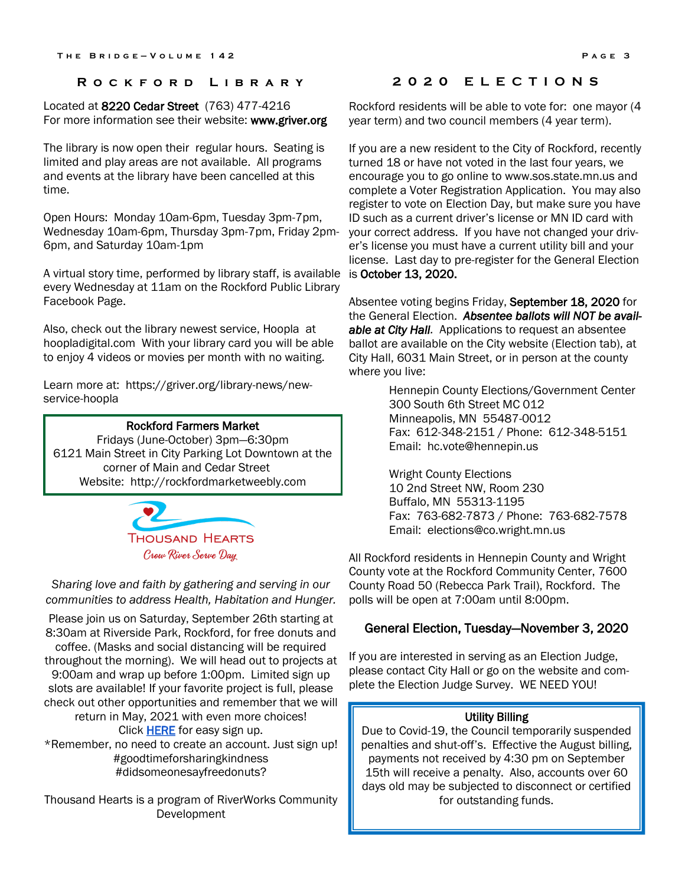## Rockford Library

Located at **8220 Cedar Street** (763) 477-4216
For more information see their website: **www.griver.org**

The library is now open their regular hours. Seating is limited and play areas are not available. All programs and events at the library have been cancelled at this time.

Open Hours: Monday 10am-6pm, Tuesday 3pm-7pm, Wednesday 10am-6pm, Thursday 3pm-7pm, Friday 2pm-6pm, and Saturday 10am-1pm

A virtual story time, performed by library staff, is available every Wednesday at 11am on the Rockford Public Library Facebook Page.

Also, check out the library newest service, Hoopla at hoopladigital.com With your library card you will be able to enjoy 4 videos or movies per month with no waiting.

Learn more at: https://griver.org/library-news/new-service-hoopla

**Rockford Farmers Market**
Fridays (June-October) 3pm—6:30pm
6121 Main Street in City Parking Lot Downtown at the corner of Main and Cedar Street
Website: http://rockfordmarketweebly.com

Thousand Hearts
Crow River Serve Day

*Sharing love and faith by gathering and serving in our communities to address Health, Habitation and Hunger.*

Please join us on Saturday, September 26th starting at 8:30am at Riverside Park, Rockford, for free donuts and coffee. (Masks and social distancing will be required throughout the morning). We will head out to projects at 9:00am and wrap up before 1:00pm. Limited sign up slots are available! If your favorite project is full, please check out other opportunities and remember that we will return in May, 2021 with even more choices!
Click HERE for easy sign up.
*Remember, no need to create an account. Just sign up!
#goodtimeforsharingkindness
#didsomeonesayfreedonuts?

Thousand Hearts is a program of RiverWorks Community Development

## 2020 Elections

Rockford residents will be able to vote for: one mayor (4 year term) and two council members (4 year term).

If you are a new resident to the City of Rockford, recently turned 18 or have not voted in the last four years, we encourage you to go online to www.sos.state.mn.us and complete a Voter Registration Application. You may also register to vote on Election Day, but make sure you have ID such as a current driver's license or MN ID card with your correct address. If you have not changed your driver's license you must have a current utility bill and your license. Last day to pre-register for the General Election is **October 13, 2020.**

Absentee voting begins Friday, **September 18, 2020** for the General Election. ***Absentee ballots will NOT be available at City Hall.*** Applications to request an absentee ballot are available on the City website (Election tab), at City Hall, 6031 Main Street, or in person at the county where you live:

Hennepin County Elections/Government Center
300 South 6th Street MC 012
Minneapolis, MN 55487-0012
Fax: 612-348-2151 / Phone: 612-348-5151
Email: hc.vote@hennepin.us

Wright County Elections
10 2nd Street NW, Room 230
Buffalo, MN 55313-1195
Fax: 763-682-7873 / Phone: 763-682-7578
Email: elections@co.wright.mn.us

All Rockford residents in Hennepin County and Wright County vote at the Rockford Community Center, 7600 County Road 50 (Rebecca Park Trail), Rockford. The polls will be open at 7:00am until 8:00pm.

### General Election, Tuesday—November 3, 2020

If you are interested in serving as an Election Judge, please contact City Hall or go on the website and complete the Election Judge Survey. WE NEED YOU!

**Utility Billing**
Due to Covid-19, the Council temporarily suspended penalties and shut-off's. Effective the August billing, payments not received by 4:30 pm on September 15th will receive a penalty. Also, accounts over 60 days old may be subjected to disconnect or certified for outstanding funds.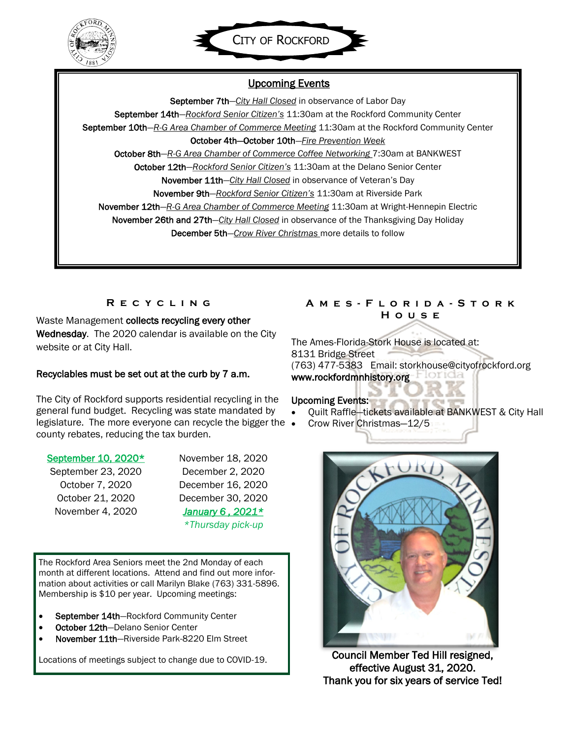# City of Rockford

## Upcoming Events

**September 7th**—*City Hall Closed* in observance of Labor Day
**September 14th**—*Rockford Senior Citizen's* 11:30am at the Rockford Community Center
**September 10th**—*R-G Area Chamber of Commerce Meeting* 11:30am at the Rockford Community Center
**October 4th—October 10th**—*Fire Prevention Week*
**October 8th**—*R-G Area Chamber of Commerce Coffee Networking* 7:30am at BANKWEST
**October 12th**—*Rockford Senior Citizen's* 11:30am at the Delano Senior Center
**November 11th**—*City Hall Closed* in observance of Veteran's Day
**November 9th**—*Rockford Senior Citizen's* 11:30am at Riverside Park
**November 12th**—*R-G Area Chamber of Commerce Meeting* 11:30am at Wright-Hennepin Electric
**November 26th and 27th**—*City Hall Closed* in observance of the Thanksgiving Day Holiday
**December 5th**—*Crow River Christmas* more details to follow

## Recycling

Waste Management **collects recycling every other Wednesday**. The 2020 calendar is available on the City website or at City Hall.

**Recyclables must be set out at the curb by 7 a.m.**

The City of Rockford supports residential recycling in the general fund budget. Recycling was state mandated by legislature. The more everyone can recycle the bigger the county rebates, reducing the tax burden.

| | |
|---|---|
| September 10, 2020* | November 18, 2020 |
| September 23, 2020 | December 2, 2020 |
| October 7, 2020 | December 16, 2020 |
| October 21, 2020 | December 30, 2020 |
| November 4, 2020 | *January 6 , 2021** |

*\*Thursday pick-up*

The Rockford Area Seniors meet the 2nd Monday of each month at different locations. Attend and find out more information about activities or call Marilyn Blake (763) 331-5896. Membership is $10 per year. Upcoming meetings:

- **September 14th**—Rockford Community Center
- **October 12th**—Delano Senior Center
- **November 11th**—Riverside Park-8220 Elm Street

Locations of meetings subject to change due to COVID-19.

## Ames-Florida-Stork House

The Ames-Florida-Stork House is located at:
8131 Bridge Street
(763) 477-5383 Email: storkhouse@cityofrockford.org
**www.rockfordmnhistory.org**

**Upcoming Events:**

- Quilt Raffle—tickets available at BANKWEST & City Hall
- Crow River Christmas—12/5

**Council Member Ted Hill resigned, effective August 31, 2020. Thank you for six years of service Ted!**